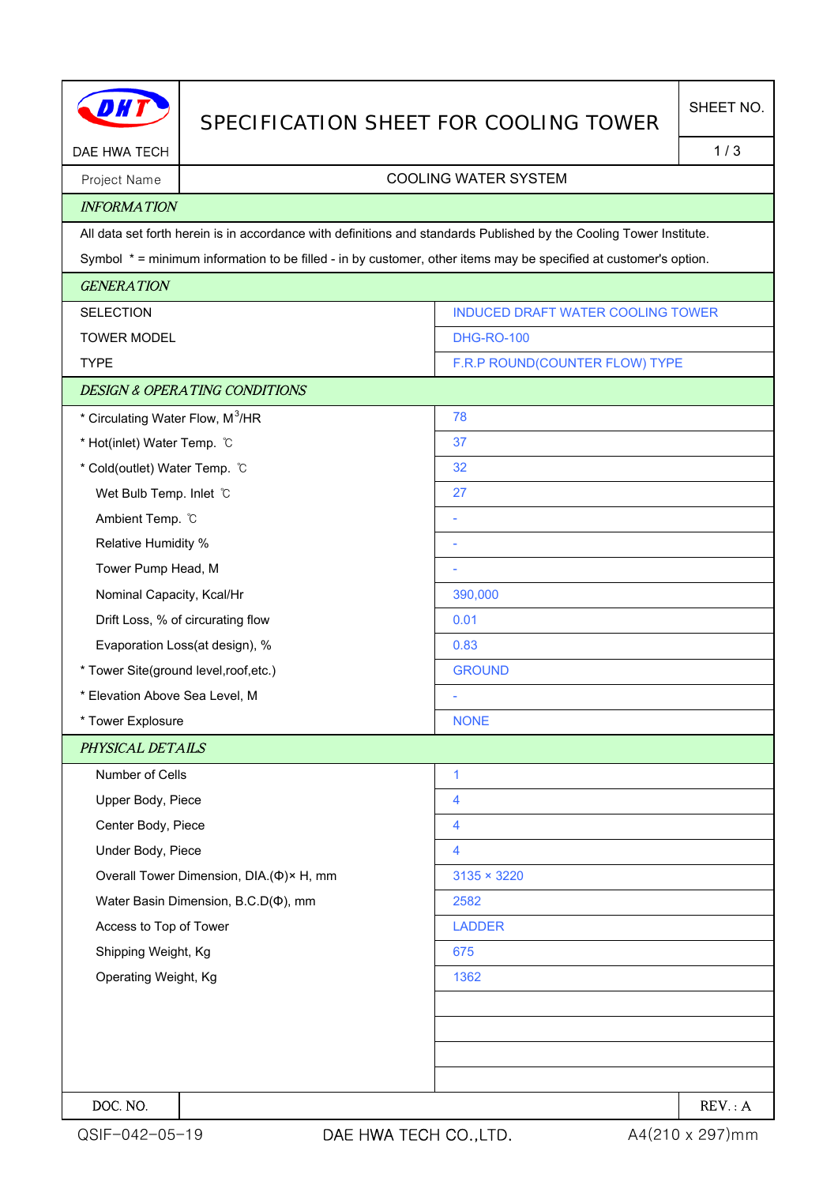DAE HWA TECH

# SPECIFICATION SHEET FOR COOLING TOWER

SHEET NO. 1 / 3

| Project Name | COOLING WATER SYSTEM |
|---|---|

## INFORMATION

All data set forth herein is in accordance with definitions and standards Published by the Cooling Tower Institute.

Symbol * = minimum information to be filled - in by customer, other items may be specified at customer's option.

## GENERATION

| | |
|---|---|
| SELECTION | INDUCED DRAFT WATER COOLING TOWER |
| TOWER MODEL | DHG-RO-100 |
| TYPE | F.R.P ROUND(COUNTER FLOW) TYPE |

## DESIGN & OPERATING CONDITIONS

| | |
|---|---|
| * Circulating Water Flow, $M^3$/HR | 78 |
| * Hot(inlet) Water Temp. ℃ | 37 |
| * Cold(outlet) Water Temp. ℃ | 32 |
| Wet Bulb Temp. Inlet ℃ | 27 |
| Ambient Temp. ℃ | - |
| Relative Humidity % | - |
| Tower Pump Head, M | - |
| Nominal Capacity, Kcal/Hr | 390,000 |
| Drift Loss, % of circurating flow | 0.01 |
| Evaporation Loss(at design), % | 0.83 |
| * Tower Site(ground level,roof,etc.) | GROUND |
| * Elevation Above Sea Level, M | - |
| * Tower Explosure | NONE |

## PHYSICAL DETAILS

| | |
|---|---|
| Number of Cells | 1 |
| Upper Body, Piece | 4 |
| Center Body, Piece | 4 |
| Under Body, Piece | 4 |
| Overall Tower Dimension, DIA.(Φ)× H, mm | 3135 × 3220 |
| Water Basin Dimension, B.C.D(Φ), mm | 2582 |
| Access to Top of Tower | LADDER |
| Shipping Weight, Kg | 675 |
| Operating Weight, Kg | 1362 |

| DOC. NO. | | REV. : A |
|---|---|---|

QSIF-042-05-19 DAE HWA TECH CO.,LTD. A4(210 x 297)mm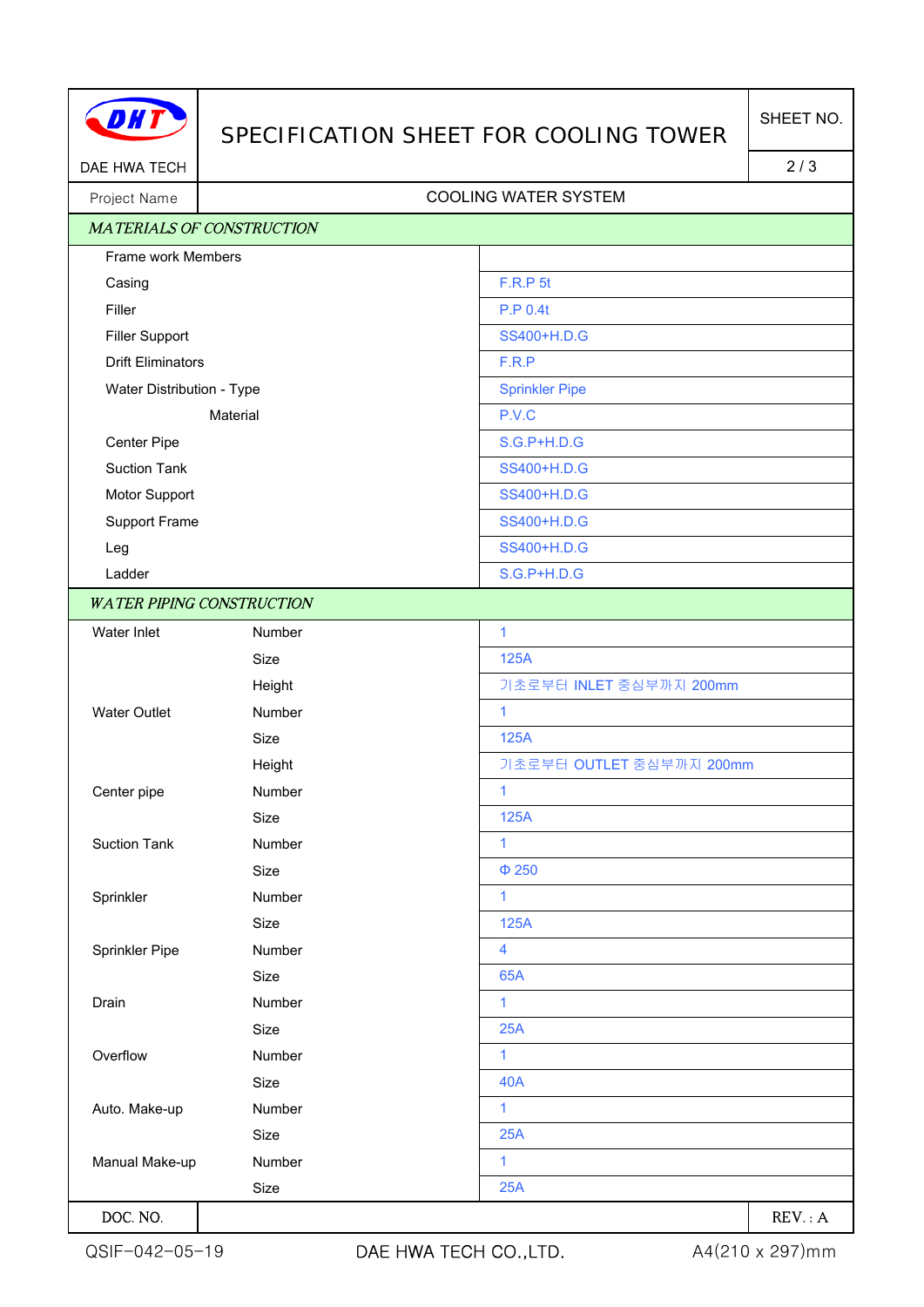# SPECIFICATION SHEET FOR COOLING TOWER

DAE HWA TECH

| Project Name | COOLING WATER SYSTEM |
|---|---|

## *MATERIALS OF CONSTRUCTION*

| Item | Material |
|---|---|
| Frame work Members | |
| Casing | F.R.P 5t |
| Filler | P.P 0.4t |
| Filler Support | SS400+H.D.G |
| Drift Eliminators | F.R.P |
| Water Distribution - Type | Sprinkler Pipe |
| Material | P.V.C |
| Center Pipe | S.G.P+H.D.G |
| Suction Tank | SS400+H.D.G |
| Motor Support | SS400+H.D.G |
| Support Frame | SS400+H.D.G |
| Leg | SS400+H.D.G |
| Ladder | S.G.P+H.D.G |

## *WATER PIPING CONSTRUCTION*

| Item | | Value |
|---|---|---|
| Water Inlet | Number | 1 |
| | Size | 125A |
| | Height | 기초로부터 INLET 중심부까지 200mm |
| Water Outlet | Number | 1 |
| | Size | 125A |
| | Height | 기초로부터 OUTLET 중심부까지 200mm |
| Center pipe | Number | 1 |
| | Size | 125A |
| Suction Tank | Number | 1 |
| | Size | Φ 250 |
| Sprinkler | Number | 1 |
| | Size | 125A |
| Sprinkler Pipe | Number | 4 |
| | Size | 65A |
| Drain | Number | 1 |
| | Size | 25A |
| Overflow | Number | 1 |
| | Size | 40A |
| Auto. Make-up | Number | 1 |
| | Size | 25A |
| Manual Make-up | Number | 1 |
| | Size | 25A |

| DOC. NO. | | REV. : A |
|---|---|---|

QSIF-042-05-19 DAE HWA TECH CO.,LTD. A4(210 x 297)mm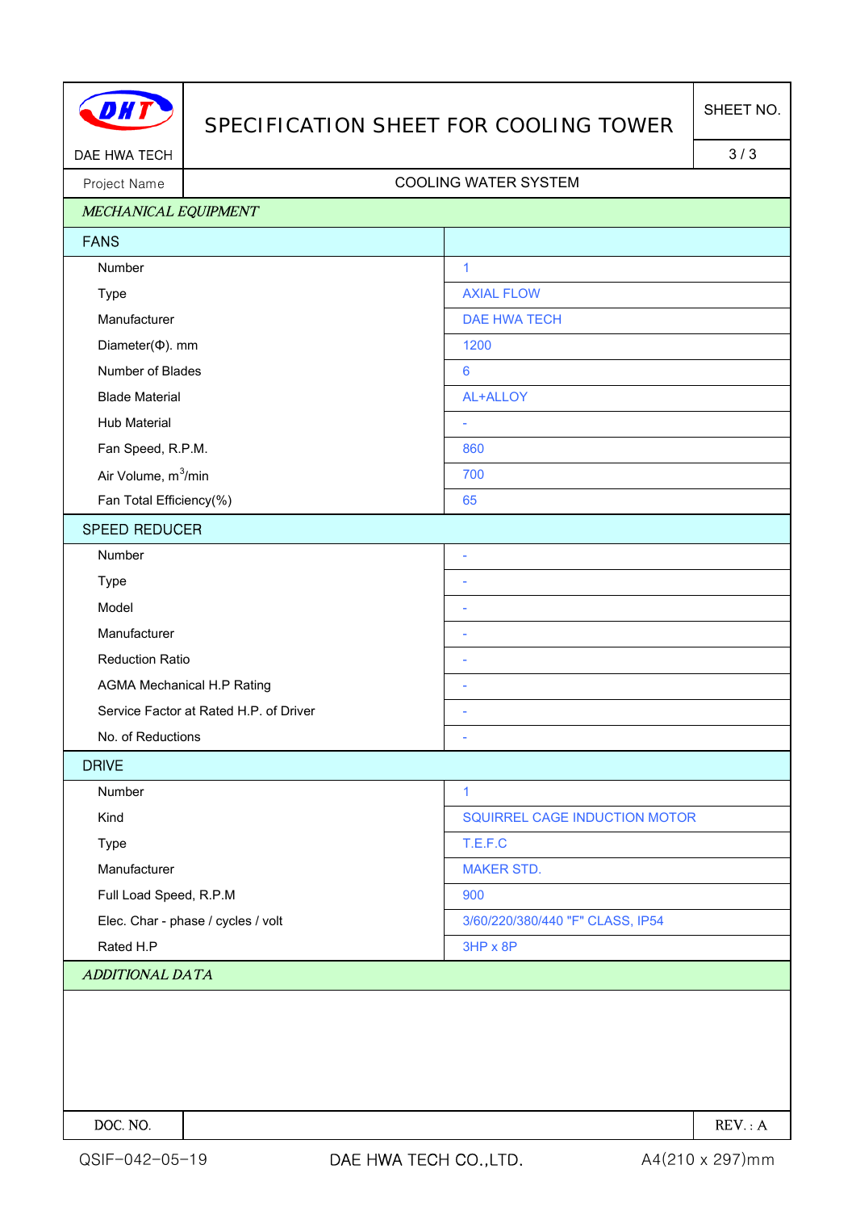DAE HWA TECH

# SPECIFICATION SHEET FOR COOLING TOWER

SHEET NO. 3 / 3

| Project Name | COOLING WATER SYSTEM |
|---|---|

*MECHANICAL EQUIPMENT*

| FANS | |
|---|---|
| Number | 1 |
| Type | AXIAL FLOW |
| Manufacturer | DAE HWA TECH |
| Diameter(Φ). mm | 1200 |
| Number of Blades | 6 |
| Blade Material | AL+ALLOY |
| Hub Material | - |
| Fan Speed, R.P.M. | 860 |
| Air Volume, $m^3$/min | 700 |
| Fan Total Efficiency(%) | 65 |
| **SPEED REDUCER** | |
| Number | - |
| Type | - |
| Model | - |
| Manufacturer | - |
| Reduction Ratio | - |
| AGMA Mechanical H.P Rating | - |
| Service Factor at Rated H.P. of Driver | - |
| No. of Reductions | - |
| **DRIVE** | |
| Number | 1 |
| Kind | SQUIRREL CAGE INDUCTION MOTOR |
| Type | T.E.F.C |
| Manufacturer | MAKER STD. |
| Full Load Speed, R.P.M | 900 |
| Elec. Char - phase / cycles / volt | 3/60/220/380/440 "F" CLASS, IP54 |
| Rated H.P | 3HP x 8P |

*ADDITIONAL DATA*

| DOC. NO. | | REV. : A |
|---|---|---|

QSIF-042-05-19 DAE HWA TECH CO.,LTD. A4(210 x 297)mm